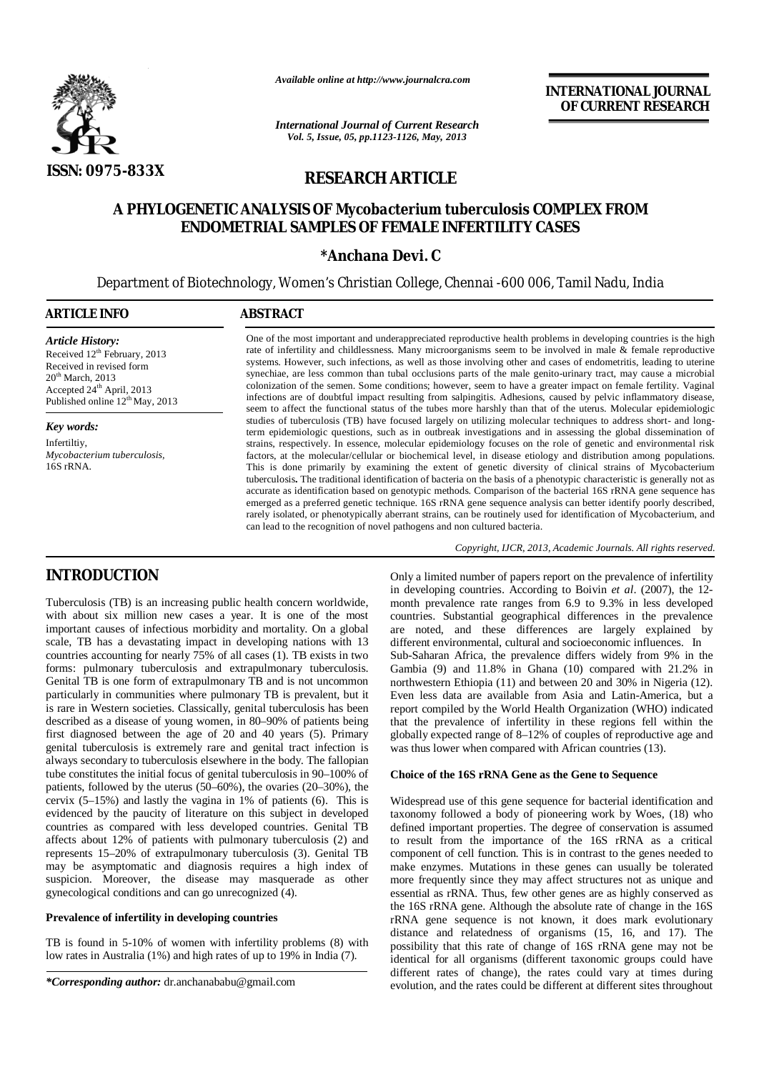*Available online at http://www.journalcra.com*

*International Journal of Current Research*
*Vol. 5, Issue, 05, pp.1123-1126, May, 2013*

**INTERNATIONAL JOURNAL OF CURRENT RESEARCH**

**ISSN: 0975-833X**

## RESEARCH ARTICLE

# A PHYLOGENETIC ANALYSIS OF *Mycobacterium tuberculosis* COMPLEX FROM ENDOMETRIAL SAMPLES OF FEMALE INFERTILITY CASES

**\*Anchana Devi. C**

Department of Biotechnology, Women's Christian College, Chennai -600 006, Tamil Nadu, India

### ARTICLE INFO

***Article History:***
Received 12th February, 2013
Received in revised form
20th March, 2013
Accepted 24th April, 2013
Published online 12th May, 2013

***Key words:***
Infertiltiy,
*Mycobacterium tuberculosis,*
16S rRNA.

### ABSTRACT

One of the most important and underappreciated reproductive health problems in developing countries is the high rate of infertility and childlessness. Many microorganisms seem to be involved in male & female reproductive systems. However, such infections, as well as those involving other and cases of endometritis, leading to uterine synechiae, are less common than tubal occlusions parts of the male genito-urinary tract, may cause a microbial colonization of the semen. Some conditions; however, seem to have a greater impact on female fertility. Vaginal infections are of doubtful impact resulting from salpingitis. Adhesions, caused by pelvic inflammatory disease, seem to affect the functional status of the tubes more harshly than that of the uterus. Molecular epidemiologic studies of tuberculosis (TB) have focused largely on utilizing molecular techniques to address short- and long-term epidemiologic questions, such as in outbreak investigations and in assessing the global dissemination of strains, respectively. In essence, molecular epidemiology focuses on the role of genetic and environmental risk factors, at the molecular/cellular or biochemical level, in disease etiology and distribution among populations. This is done primarily by examining the extent of genetic diversity of clinical strains of Mycobacterium tuberculosis**.** The traditional identification of bacteria on the basis of a phenotypic characteristic is generally not as accurate as identification based on genotypic methods. Comparison of the bacterial 16S rRNA gene sequence has emerged as a preferred genetic technique. 16S rRNA gene sequence analysis can better identify poorly described, rarely isolated, or phenotypically aberrant strains, can be routinely used for identification of Mycobacterium, and can lead to the recognition of novel pathogens and non cultured bacteria.

*Copyright, IJCR, 2013, Academic Journals. All rights reserved.*

## INTRODUCTION

Tuberculosis (TB) is an increasing public health concern worldwide, with about six million new cases a year. It is one of the most important causes of infectious morbidity and mortality. On a global scale, TB has a devastating impact in developing nations with 13 countries accounting for nearly 75% of all cases (1). TB exists in two forms: pulmonary tuberculosis and extrapulmonary tuberculosis. Genital TB is one form of extrapulmonary TB and is not uncommon particularly in communities where pulmonary TB is prevalent, but it is rare in Western societies. Classically, genital tuberculosis has been described as a disease of young women, in 80–90% of patients being first diagnosed between the age of 20 and 40 years (5). Primary genital tuberculosis is extremely rare and genital tract infection is always secondary to tuberculosis elsewhere in the body. The fallopian tube constitutes the initial focus of genital tuberculosis in 90–100% of patients, followed by the uterus (50–60%), the ovaries (20–30%), the cervix (5–15%) and lastly the vagina in 1% of patients (6). This is evidenced by the paucity of literature on this subject in developed countries as compared with less developed countries. Genital TB affects about 12% of patients with pulmonary tuberculosis (2) and represents 15–20% of extrapulmonary tuberculosis (3). Genital TB may be asymptomatic and diagnosis requires a high index of suspicion. Moreover, the disease may masquerade as other gynecological conditions and can go unrecognized (4).

### Prevalence of infertility in developing countries

TB is found in 5-10% of women with infertility problems (8) with low rates in Australia (1%) and high rates of up to 19% in India (7).

*\*Corresponding author:* dr.anchanababu@gmail.com

Only a limited number of papers report on the prevalence of infertility in developing countries. According to Boivin *et al*. (2007), the 12-month prevalence rate ranges from 6.9 to 9.3% in less developed countries. Substantial geographical differences in the prevalence are noted, and these differences are largely explained by different environmental, cultural and socioeconomic influences. In Sub-Saharan Africa, the prevalence differs widely from 9% in the Gambia (9) and 11.8% in Ghana (10) compared with 21.2% in northwestern Ethiopia (11) and between 20 and 30% in Nigeria (12). Even less data are available from Asia and Latin-America, but a report compiled by the World Health Organization (WHO) indicated that the prevalence of infertility in these regions fell within the globally expected range of 8–12% of couples of reproductive age and was thus lower when compared with African countries (13).

### Choice of the 16S rRNA Gene as the Gene to Sequence

Widespread use of this gene sequence for bacterial identification and taxonomy followed a body of pioneering work by Woes, (18) who defined important properties. The degree of conservation is assumed to result from the importance of the 16S rRNA as a critical component of cell function. This is in contrast to the genes needed to make enzymes. Mutations in these genes can usually be tolerated more frequently since they may affect structures not as unique and essential as rRNA. Thus, few other genes are as highly conserved as the 16S rRNA gene. Although the absolute rate of change in the 16S rRNA gene sequence is not known, it does mark evolutionary distance and relatedness of organisms (15, 16, and 17). The possibility that this rate of change of 16S rRNA gene may not be identical for all organisms (different taxonomic groups could have different rates of change), the rates could vary at times during evolution, and the rates could be different at different sites throughout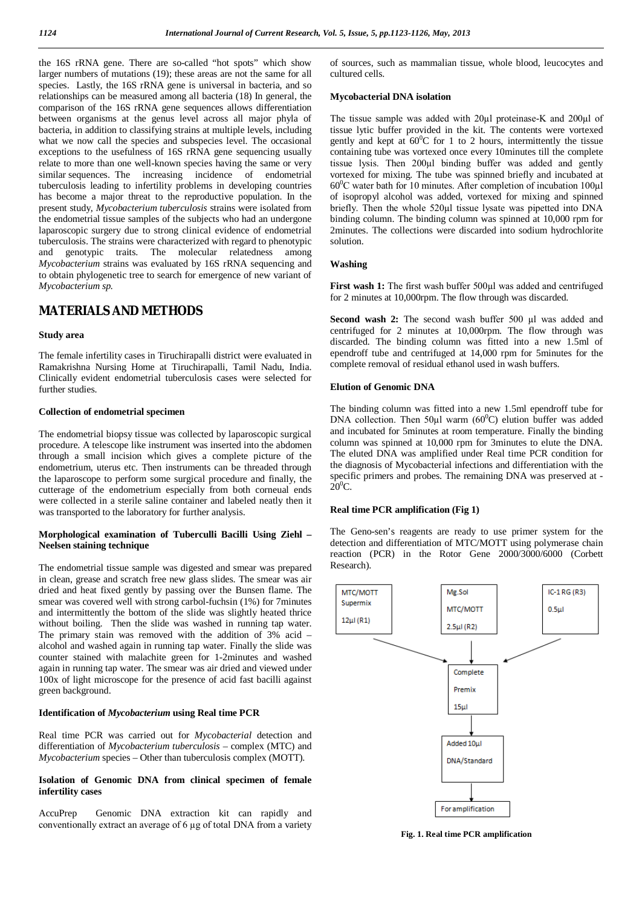the 16S rRNA gene. There are so-called "hot spots" which show larger numbers of mutations (19); these areas are not the same for all species. Lastly, the 16S rRNA gene is universal in bacteria, and so relationships can be measured among all bacteria (18) In general, the comparison of the 16S rRNA gene sequences allows differentiation between organisms at the genus level across all major phyla of bacteria, in addition to classifying strains at multiple levels, including what we now call the species and subspecies level. The occasional exceptions to the usefulness of 16S rRNA gene sequencing usually relate to more than one well-known species having the same or very similar sequences. The increasing incidence of endometrial tuberculosis leading to infertility problems in developing countries has become a major threat to the reproductive population. In the present study, *Mycobacterium tuberculosis* strains were isolated from the endometrial tissue samples of the subjects who had an undergone laparoscopic surgery due to strong clinical evidence of endometrial tuberculosis. The strains were characterized with regard to phenotypic and genotypic traits. The molecular relatedness among *Mycobacterium* strains was evaluated by 16S rRNA sequencing and to obtain phylogenetic tree to search for emergence of new variant of *Mycobacterium sp.*

# MATERIALS AND METHODS

### Study area

The female infertility cases in Tiruchirapalli district were evaluated in Ramakrishna Nursing Home at Tiruchirapalli, Tamil Nadu, India. Clinically evident endometrial tuberculosis cases were selected for further studies.

### Collection of endometrial specimen

The endometrial biopsy tissue was collected by laparoscopic surgical procedure. A telescope like instrument was inserted into the abdomen through a small incision which gives a complete picture of the endometrium, uterus etc. Then instruments can be threaded through the laparoscope to perform some surgical procedure and finally, the cutterage of the endometrium especially from both corneual ends were collected in a sterile saline container and labeled neatly then it was transported to the laboratory for further analysis.

### Morphological examination of Tuberculli Bacilli Using Ziehl – Neelsen staining technique

The endometrial tissue sample was digested and smear was prepared in clean, grease and scratch free new glass slides. The smear was air dried and heat fixed gently by passing over the Bunsen flame. The smear was covered well with strong carbol-fuchsin (1%) for 7minutes and intermittently the bottom of the slide was slightly heated thrice without boiling. Then the slide was washed in running tap water. The primary stain was removed with the addition of 3% acid – alcohol and washed again in running tap water. Finally the slide was counter stained with malachite green for 1-2minutes and washed again in running tap water. The smear was air dried and viewed under 100x of light microscope for the presence of acid fast bacilli against green background.

### Identification of *Mycobacterium* using Real time PCR

Real time PCR was carried out for *Mycobacterial* detection and differentiation of *Mycobacterium tuberculosis* – complex (MTC) and *Mycobacterium* species – Other than tuberculosis complex (MOTT).

### Isolation of Genomic DNA from clinical specimen of female infertility cases

AccuPrep Genomic DNA extraction kit can rapidly and conventionally extract an average of 6 µg of total DNA from a variety of sources, such as mammalian tissue, whole blood, leucocytes and cultured cells.

### Mycobacterial DNA isolation

The tissue sample was added with 20µl proteinase-K and 200µl of tissue lytic buffer provided in the kit. The contents were vortexed gently and kept at $60^0C$ for 1 to 2 hours, intermittently the tissue containing tube was vortexed once every 10minutes till the complete tissue lysis. Then 200µl binding buffer was added and gently vortexed for mixing. The tube was spinned briefly and incubated at $60^0C$ water bath for 10 minutes. After completion of incubation 100µl of isopropyl alcohol was added, vortexed for mixing and spinned briefly. Then the whole 520µl tissue lysate was pipetted into DNA binding column. The binding column was spinned at 10,000 rpm for 2minutes. The collections were discarded into sodium hydrochlorite solution.

### Washing

**First wash 1:** The first wash buffer 500µl was added and centrifuged for 2 minutes at 10,000rpm. The flow through was discarded.

**Second wash 2:** The second wash buffer 500 µl was added and centrifuged for 2 minutes at 10,000rpm. The flow through was discarded. The binding column was fitted into a new 1.5ml of ependroff tube and centrifuged at 14,000 rpm for 5minutes for the complete removal of residual ethanol used in wash buffers.

### Elution of Genomic DNA

The binding column was fitted into a new 1.5ml ependroff tube for DNA collection. Then 50µl warm ($60^0C$) elution buffer was added and incubated for 5minutes at room temperature. Finally the binding column was spinned at 10,000 rpm for 3minutes to elute the DNA. The eluted DNA was amplified under Real time PCR condition for the diagnosis of Mycobacterial infections and differentiation with the specific primers and probes. The remaining DNA was preserved at -$20^0C$.

### Real time PCR amplification (Fig 1)

The Geno-sen's reagents are ready to use primer system for the detection and differentiation of MTC/MOTT using polymerase chain reaction (PCR) in the Rotor Gene 2000/3000/6000 (Corbett Research).

MTC/MOTT Supermix 12µl (R1) | Mg.Sol MTC/MOTT 2.5µl (R2) | IC-1 RG (R3) 0.5µl
→ Complete Premix 15µl
→ Added 10µl DNA/Standard
→ For amplification

**Fig. 1. Real time PCR amplification**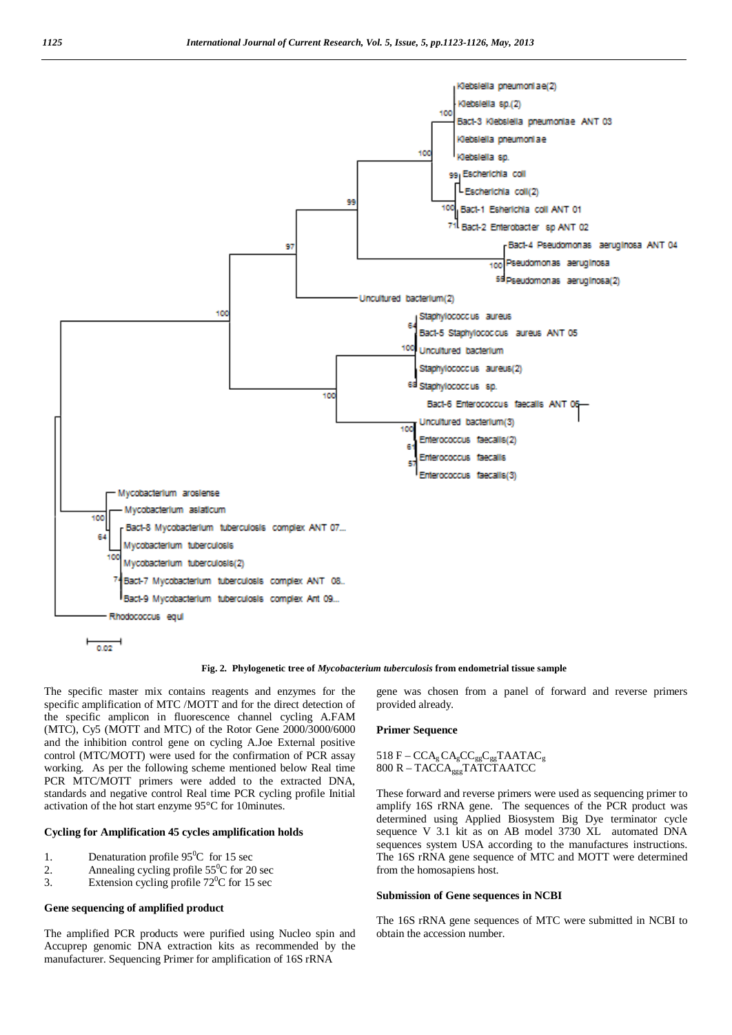Fig. 2. Phylogenetic tree of *Mycobacterium tuberculosis* from endometrial tissue sample

The specific master mix contains reagents and enzymes for the specific amplification of MTC /MOTT and for the direct detection of the specific amplicon in fluorescence channel cycling A.FAM (MTC), Cy5 (MOTT and MTC) of the Rotor Gene 2000/3000/6000 and the inhibition control gene on cycling A.Joe External positive control (MTC/MOTT) were used for the confirmation of PCR assay working. As per the following scheme mentioned below Real time PCR MTC/MOTT primers were added to the extracted DNA, standards and negative control Real time PCR cycling profile Initial activation of the hot start enzyme 95°C for 10minutes.

### Cycling for Amplification 45 cycles amplification holds

1. Denaturation profile $95^0$C for 15 sec
2. Annealing cycling profile $55^0$C for 20 sec
3. Extension cycling profile $72^0$C for 15 sec

### Gene sequencing of amplified product

The amplified PCR products were purified using Nucleo spin and Accuprep genomic DNA extraction kits as recommended by the manufacturer. Sequencing Primer for amplification of 16S rRNA gene was chosen from a panel of forward and reverse primers provided already.

### Primer Sequence

518 F – $CCA_g CA_g CC_{gg} C_{gg}$TAATA$C_g$
800 R – TACC$A_{ggg}$TATCTAATCC

These forward and reverse primers were used as sequencing primer to amplify 16S rRNA gene. The sequences of the PCR product was determined using Applied Biosystem Big Dye terminator cycle sequence V 3.1 kit as on AB model 3730 XL automated DNA sequences system USA according to the manufactures instructions. The 16S rRNA gene sequence of MTC and MOTT were determined from the homosapiens host.

### Submission of Gene sequences in NCBI

The 16S rRNA gene sequences of MTC were submitted in NCBI to obtain the accession number.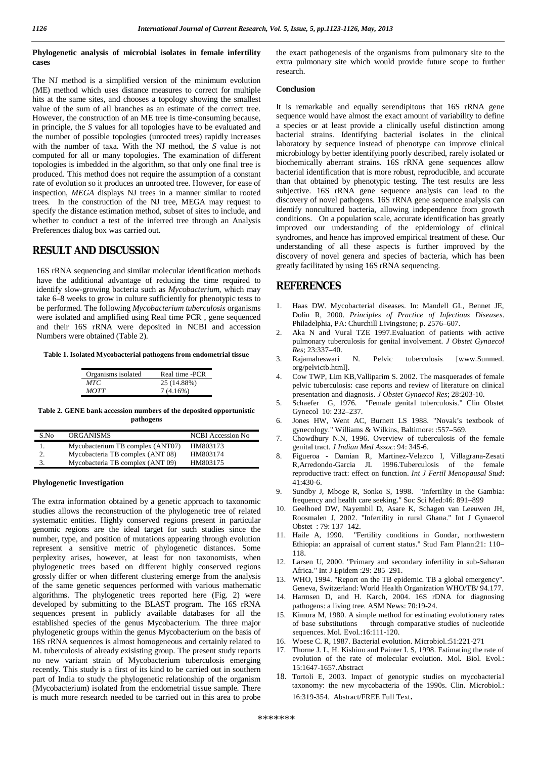### Phylogenetic analysis of microbial isolates in female infertility cases

The NJ method is a simplified version of the minimum evolution (ME) method which uses distance measures to correct for multiple hits at the same sites, and chooses a topology showing the smallest value of the sum of all branches as an estimate of the correct tree. However, the construction of an ME tree is time-consuming because, in principle, the *S* values for all topologies have to be evaluated and the number of possible topologies (unrooted trees) rapidly increases with the number of taxa. With the NJ method, the *S* value is not computed for all or many topologies. The examination of different topologies is imbedded in the algorithm, so that only one final tree is produced. This method does not require the assumption of a constant rate of evolution so it produces an unrooted tree. However, for ease of inspection, *MEGA* displays NJ trees in a manner similar to rooted trees. In the construction of the NJ tree, MEGA may request to specify the distance estimation method, subset of sites to include, and whether to conduct a test of the inferred tree through an Analysis Preferences dialog box was carried out.

## RESULT AND DISCUSSION

16S rRNA sequencing and similar molecular identification methods have the additional advantage of reducing the time required to identify slow-growing bacteria such as *Mycobacterium*, which may take 6–8 weeks to grow in culture sufficiently for phenotypic tests to be performed. The following *Mycobacterium tuberculosis* organisms were isolated and amplified using Real time PCR , gene sequenced and their 16S rRNA were deposited in NCBI and accession Numbers were obtained (Table 2).

**Table 1. Isolated Mycobacterial pathogens from endometrial tissue**

| Organisms isolated | Real time -PCR |
|---|---|
| *MTC* | 25 (14.88%) |
| *MOTT* | 7 (4.16%) |

**Table 2. GENE bank accession numbers of the deposited opportunistic pathogens**

| S.No | ORGANISMS | NCBI Accession No |
|---|---|---|
| 1. | Mycobacterium TB complex (ANT07) | HM803173 |
| 2. | Mycobacteria TB complex (ANT 08) | HM803174 |
| 3. | Mycobacteria TB complex (ANT 09) | HM803175 |

### Phylogenetic Investigation

The extra information obtained by a genetic approach to taxonomic studies allows the reconstruction of the phylogenetic tree of related systematic entities. Highly conserved regions present in particular genomic regions are the ideal target for such studies since the number, type, and position of mutations appearing through evolution represent a sensitive metric of phylogenetic distances. Some perplexity arises, however, at least for non taxonomists, when phylogenetic trees based on different highly conserved regions grossly differ or when different clustering emerge from the analysis of the same genetic sequences performed with various mathematic algorithms. The phylogenetic trees reported here (Fig. 2) were developed by submitting to the BLAST program. The 16S rRNA sequences present in publicly available databases for all the established species of the genus Mycobacterium. The three major phylogenetic groups within the genus Mycobacterium on the basis of 16S rRNA sequences is almost homogeneous and certainly related to M. tuberculosis of already exisisting group. The present study reports no new variant strain of Mycobacterium tuberculosis emerging recently. This study is a first of its kind to be carried out in southern part of India to study the phylogenetic relationship of the organism (Mycobacterium) isolated from the endometrial tissue sample. There is much more research needed to be carried out in this area to probe the exact pathogenesis of the organisms from pulmonary site to the extra pulmonary site which would provide future scope to further research.

### Conclusion

It is remarkable and equally serendipitous that 16S rRNA gene sequence would have almost the exact amount of variability to define a species or at least provide a clinically useful distinction among bacterial strains. Identifying bacterial isolates in the clinical laboratory by sequence instead of phenotype can improve clinical microbiology by better identifying poorly described, rarely isolated or biochemically aberrant strains. 16S rRNA gene sequences allow bacterial identification that is more robust, reproducible, and accurate than that obtained by phenotypic testing. The test results are less subjective. 16S rRNA gene sequence analysis can lead to the discovery of novel pathogens. 16S rRNA gene sequence analysis can identify noncultured bacteria, allowing independence from growth conditions. On a population scale, accurate identification has greatly improved our understanding of the epidemiology of clinical syndromes, and hence has improved empirical treatment of these. Our understanding of all these aspects is further improved by the discovery of novel genera and species of bacteria, which has been greatly facilitated by using 16S rRNA sequencing.

## REFERENCES

1. Haas DW. Mycobacterial diseases. In: Mandell GL, Bennet JE, Dolin R, 2000. *Principles of Practice of Infectious Diseases*. Philadelphia, PA: Churchill Livingstone; p. 2576–607.
2. Aka N and Vural TZE 1997.Evaluation of patients with active pulmonary tuberculosis for genital involvement. *J Obstet Gynaecol Res*; 23:337–40.
3. Rajamaheswari N. Pelvic tuberculosis [www.Sunmed. org/pelvictb.html].
4. Cow TWP, Lim KB,Valliparim S. 2002. The masquerades of female pelvic tuberculosis: case reports and review of literature on clinical presentation and diagnosis. *J Obstet Gynaecol Res*; 28:203-10.
5. Schaefer G, 1976. "Female genital tuberculosis." Clin Obstet Gynecol 10: 232–237.
6. Jones HW, Went AC, Burnett LS 1988. "Novak's textbook of gynecology." Williams & Wilkins, Baltimore: :557–569.
7. Chowdhury N.N, 1996. Overview of tuberculosis of the female genital tract. *J Indian Med Assoc*: 94: 345-6.
8. Figueroa - Damian R, Martinez-Velazco I, Villagrana-Zesati R,Arredondo-Garcia JL 1996.Tuberculosis of the female reproductive tract: effect on function. *Int J Fertil Menopausal Stud*: 41:430-6.
9. Sundby J, Mboge R, Sonko S, 1998. "Infertility in the Gambia: frequency and health care seeking." Soc Sci Med:46: 891–899
10. Geelhoed DW, Nayembil D, Asare K, Schagen van Leeuwen JH, Roosmalen J, 2002. "Infertility in rural Ghana." Int J Gynaecol Obstet : 79: 137–142.
11. Haile A, 1990. "Fertility conditions in Gondar, northwestern Ethiopia: an appraisal of current status." Stud Fam Plann:21: 110–118.
12. Larsen U, 2000. "Primary and secondary infertility in sub-Saharan Africa." Int J Epidem :29: 285–291.
13. WHO, 1994. "Report on the TB epidemic. TB a global emergency". Geneva, Switzerland: World Health Organization WHO/TB/ 94.177.
14. Harmsen D, and H. Karch, 2004. 16S rDNA for diagnosing pathogens: a living tree. ASM News: 70:19-24.
15. Kimura M, 1980. A simple method for estimating evolutionary rates of base substitutions through comparative studies of nucleotide sequences. Mol. Evol.:16:111-120.
16. Woese C. R, 1987. Bacterial evolution. Microbiol.:51:221-271
17. Thorne J. L, H. Kishino and Painter I. S, 1998. Estimating the rate of evolution of the rate of molecular evolution. Mol. Biol. Evol.: 15:1647-1657.Abstract
18. Tortoli E, 2003. Impact of genotypic studies on mycobacterial taxonomy: the new mycobacteria of the 1990s. Clin. Microbiol.: 16:319-354. Abstract/FREE Full Text.

\*\*\*\*\*\*\*